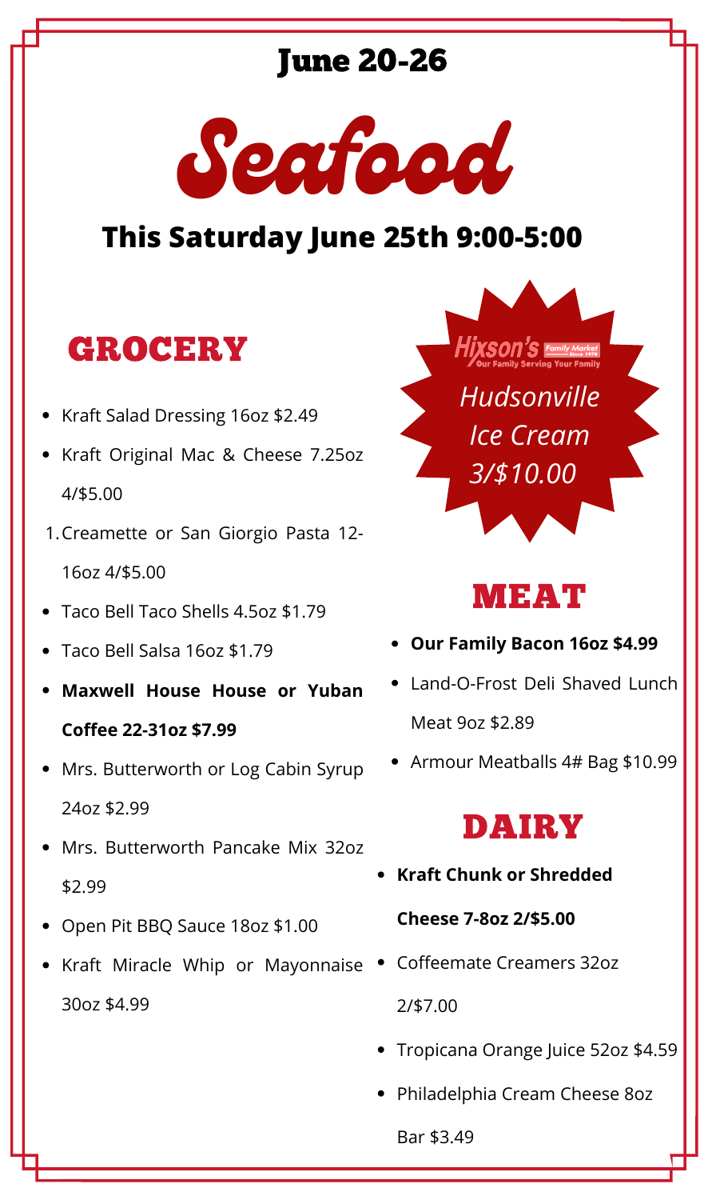# June 20-26

# Seafood

## This Saturday June 25th 9:00-5:00

## GROCERY

- Kraft Salad Dressing 16oz $2.49
- Kraft Original Mac & Cheese 7.25oz 4/$5.00

1. Creamette or San Giorgio Pasta 12-16oz 4/$5.00

- Taco Bell Taco Shells 4.5oz $1.79
- Taco Bell Salsa 16oz $1.79
- **Maxwell House House or Yuban Coffee 22-31oz $7.99**
- Mrs. Butterworth or Log Cabin Syrup 24oz $2.99
- Mrs. Butterworth Pancake Mix 32oz $2.99
- Open Pit BBQ Sauce 18oz $1.00
- Kraft Miracle Whip or Mayonnaise 30oz $4.99

Hixson's Family Market Since 1978 Our Family Serving Your Family

*Hudsonville Ice Cream 3/$10.00*

## MEAT

- **Our Family Bacon 16oz $4.99**
- Land-O-Frost Deli Shaved Lunch Meat 9oz $2.89
- Armour Meatballs 4# Bag $10.99

## DAIRY

- **Kraft Chunk or Shredded Cheese 7-8oz 2/$5.00**
- Coffeemate Creamers 32oz 2/$7.00
- Tropicana Orange Juice 52oz $4.59
- Philadelphia Cream Cheese 8oz Bar $3.49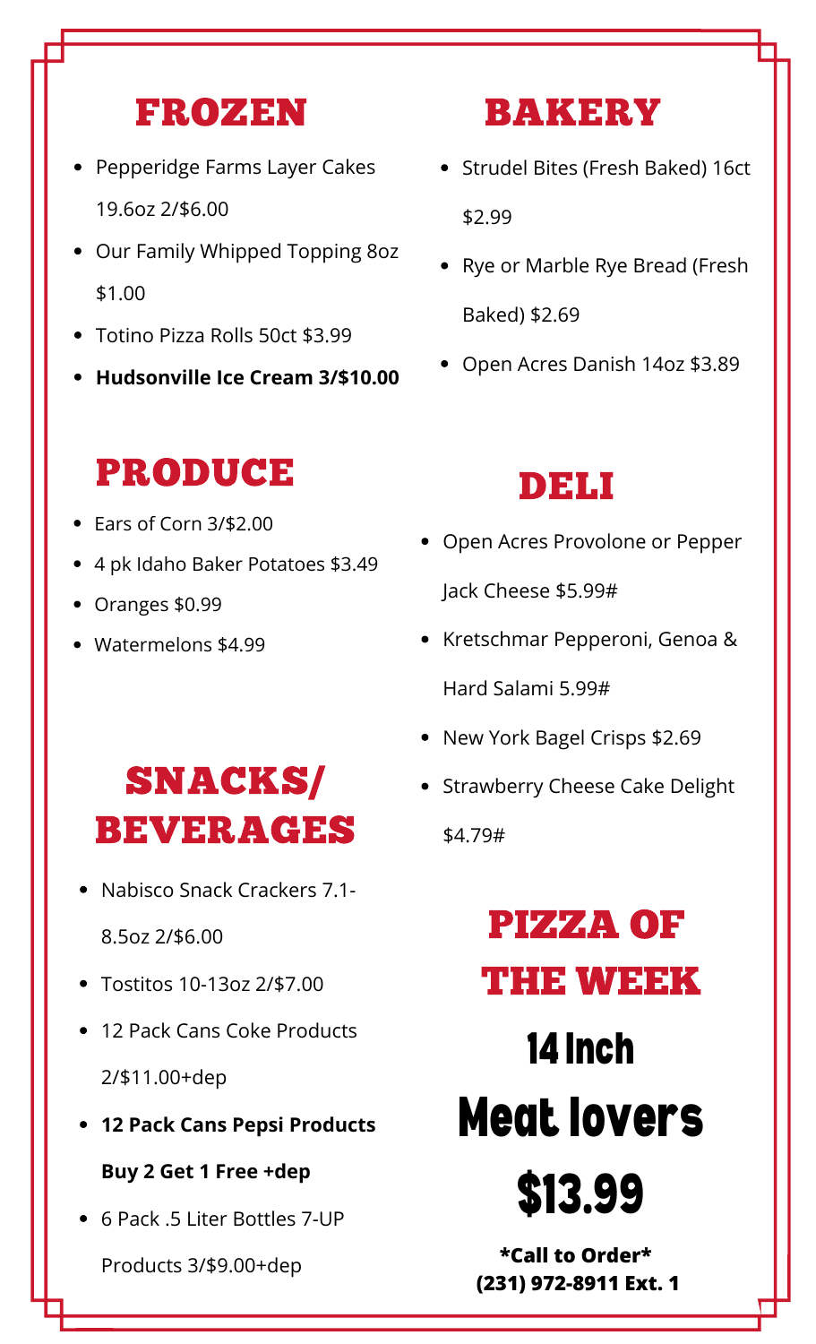## FROZEN

- Pepperidge Farms Layer Cakes 19.6oz 2/$6.00
- Our Family Whipped Topping 8oz $1.00
- Totino Pizza Rolls 50ct $3.99
- **Hudsonville Ice Cream 3/$10.00**

## BAKERY

- Strudel Bites (Fresh Baked) 16ct $2.99
- Rye or Marble Rye Bread (Fresh Baked) $2.69
- Open Acres Danish 14oz $3.89

## PRODUCE

- Ears of Corn 3/$2.00
- 4 pk Idaho Baker Potatoes $3.49
- Oranges $0.99
- Watermelons $4.99

## DELI

- Open Acres Provolone or Pepper Jack Cheese $5.99#
- Kretschmar Pepperoni, Genoa & Hard Salami 5.99#
- New York Bagel Crisps $2.69
- Strawberry Cheese Cake Delight $4.79#

## SNACKS/ BEVERAGES

- Nabisco Snack Crackers 7.1-8.5oz 2/$6.00
- Tostitos 10-13oz 2/$7.00
- 12 Pack Cans Coke Products 2/$11.00+dep
- **12 Pack Cans Pepsi Products Buy 2 Get 1 Free +dep**
- 6 Pack .5 Liter Bottles 7-UP Products 3/$9.00+dep

## PIZZA OF THE WEEK

### 14 Inch

### Meat lovers

### $13.99

**\*Call to Order\***
**(231) 972-8911 Ext. 1**